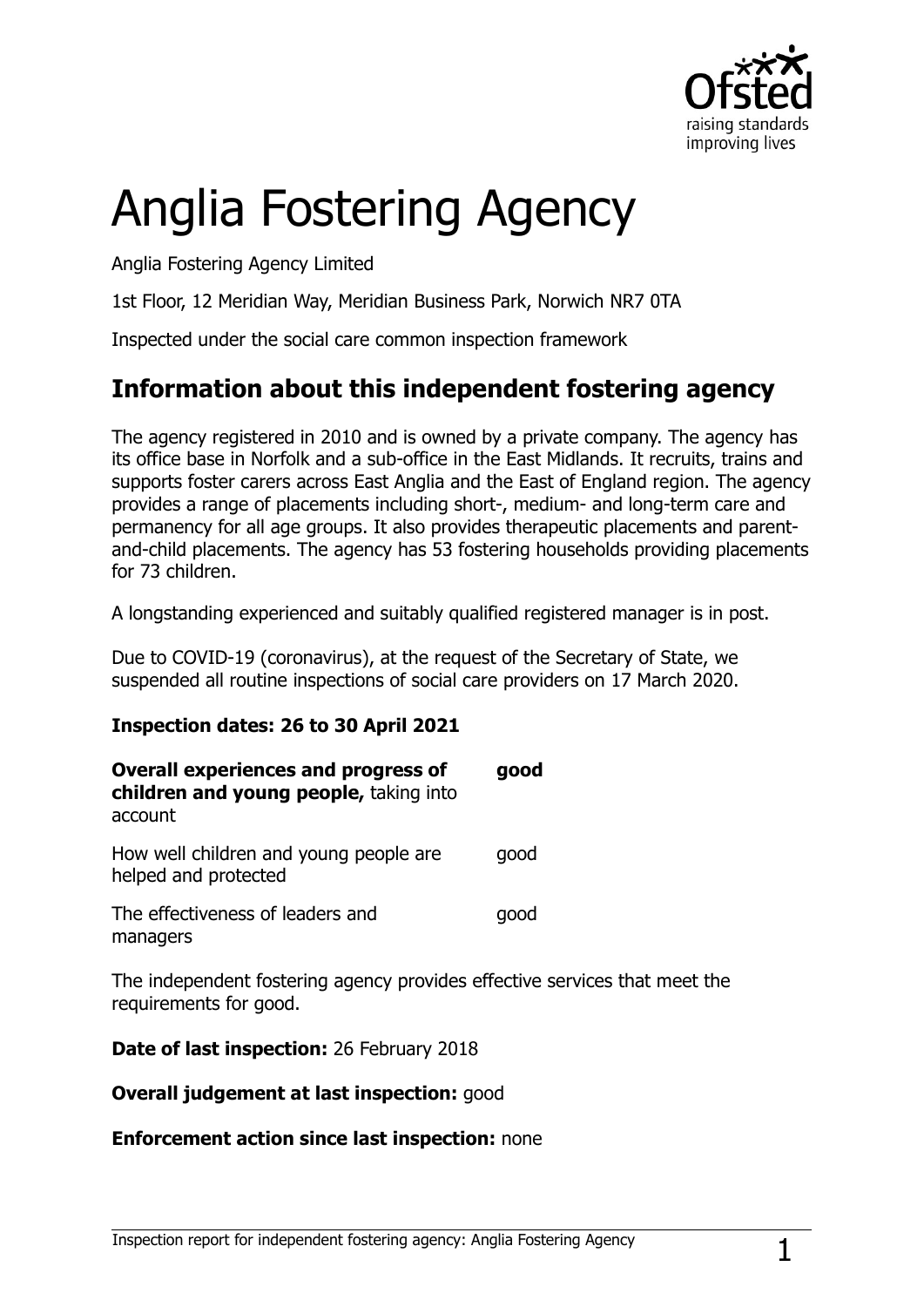# Anglia Fostering Agency

Anglia Fostering Agency Limited

1st Floor, 12 Meridian Way, Meridian Business Park, Norwich NR7 0TA

Inspected under the social care common inspection framework

## Information about this independent fostering agency

The agency registered in 2010 and is owned by a private company. The agency has its office base in Norfolk and a sub-office in the East Midlands. It recruits, trains and supports foster carers across East Anglia and the East of England region. The agency provides a range of placements including short-, medium- and long-term care and permanency for all age groups. It also provides therapeutic placements and parent-and-child placements. The agency has 53 fostering households providing placements for 73 children.

A longstanding experienced and suitably qualified registered manager is in post.

Due to COVID-19 (coronavirus), at the request of the Secretary of State, we suspended all routine inspections of social care providers on 17 March 2020.

**Inspection dates: 26 to 30 April 2021**

| | |
|---|---|
| **Overall experiences and progress of children and young people,** taking into account | **good** |
| How well children and young people are helped and protected | good |
| The effectiveness of leaders and managers | good |

The independent fostering agency provides effective services that meet the requirements for good.

**Date of last inspection:** 26 February 2018

**Overall judgement at last inspection:** good

**Enforcement action since last inspection:** none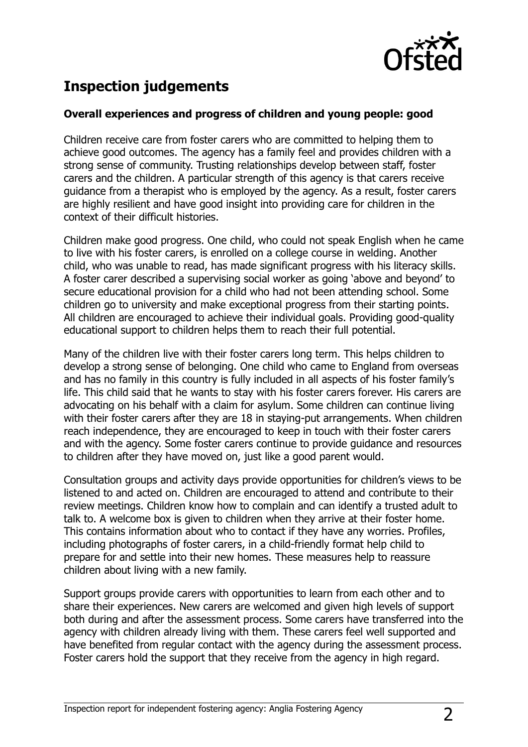## Inspection judgements

**Overall experiences and progress of children and young people: good**

Children receive care from foster carers who are committed to helping them to achieve good outcomes. The agency has a family feel and provides children with a strong sense of community. Trusting relationships develop between staff, foster carers and the children. A particular strength of this agency is that carers receive guidance from a therapist who is employed by the agency. As a result, foster carers are highly resilient and have good insight into providing care for children in the context of their difficult histories.

Children make good progress. One child, who could not speak English when he came to live with his foster carers, is enrolled on a college course in welding. Another child, who was unable to read, has made significant progress with his literacy skills. A foster carer described a supervising social worker as going 'above and beyond' to secure educational provision for a child who had not been attending school. Some children go to university and make exceptional progress from their starting points. All children are encouraged to achieve their individual goals. Providing good-quality educational support to children helps them to reach their full potential.

Many of the children live with their foster carers long term. This helps children to develop a strong sense of belonging. One child who came to England from overseas and has no family in this country is fully included in all aspects of his foster family's life. This child said that he wants to stay with his foster carers forever. His carers are advocating on his behalf with a claim for asylum. Some children can continue living with their foster carers after they are 18 in staying-put arrangements. When children reach independence, they are encouraged to keep in touch with their foster carers and with the agency. Some foster carers continue to provide guidance and resources to children after they have moved on, just like a good parent would.

Consultation groups and activity days provide opportunities for children's views to be listened to and acted on. Children are encouraged to attend and contribute to their review meetings. Children know how to complain and can identify a trusted adult to talk to. A welcome box is given to children when they arrive at their foster home. This contains information about who to contact if they have any worries. Profiles, including photographs of foster carers, in a child-friendly format help child to prepare for and settle into their new homes. These measures help to reassure children about living with a new family.

Support groups provide carers with opportunities to learn from each other and to share their experiences. New carers are welcomed and given high levels of support both during and after the assessment process. Some carers have transferred into the agency with children already living with them. These carers feel well supported and have benefited from regular contact with the agency during the assessment process. Foster carers hold the support that they receive from the agency in high regard.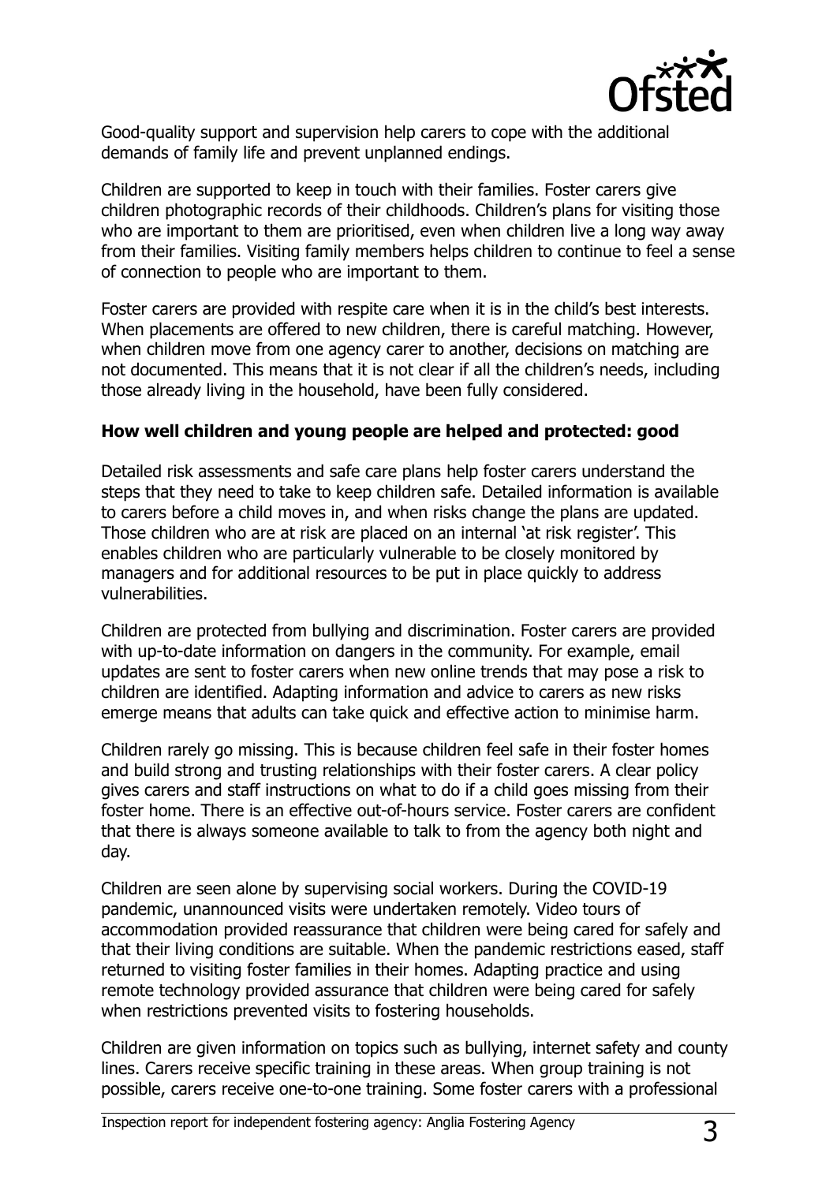Good-quality support and supervision help carers to cope with the additional demands of family life and prevent unplanned endings.

Children are supported to keep in touch with their families. Foster carers give children photographic records of their childhoods. Children's plans for visiting those who are important to them are prioritised, even when children live a long way away from their families. Visiting family members helps children to continue to feel a sense of connection to people who are important to them.

Foster carers are provided with respite care when it is in the child's best interests. When placements are offered to new children, there is careful matching. However, when children move from one agency carer to another, decisions on matching are not documented. This means that it is not clear if all the children's needs, including those already living in the household, have been fully considered.

**How well children and young people are helped and protected: good**

Detailed risk assessments and safe care plans help foster carers understand the steps that they need to take to keep children safe. Detailed information is available to carers before a child moves in, and when risks change the plans are updated. Those children who are at risk are placed on an internal 'at risk register'. This enables children who are particularly vulnerable to be closely monitored by managers and for additional resources to be put in place quickly to address vulnerabilities.

Children are protected from bullying and discrimination. Foster carers are provided with up-to-date information on dangers in the community. For example, email updates are sent to foster carers when new online trends that may pose a risk to children are identified. Adapting information and advice to carers as new risks emerge means that adults can take quick and effective action to minimise harm.

Children rarely go missing. This is because children feel safe in their foster homes and build strong and trusting relationships with their foster carers. A clear policy gives carers and staff instructions on what to do if a child goes missing from their foster home. There is an effective out-of-hours service. Foster carers are confident that there is always someone available to talk to from the agency both night and day.

Children are seen alone by supervising social workers. During the COVID-19 pandemic, unannounced visits were undertaken remotely. Video tours of accommodation provided reassurance that children were being cared for safely and that their living conditions are suitable. When the pandemic restrictions eased, staff returned to visiting foster families in their homes. Adapting practice and using remote technology provided assurance that children were being cared for safely when restrictions prevented visits to fostering households.

Children are given information on topics such as bullying, internet safety and county lines. Carers receive specific training in these areas. When group training is not possible, carers receive one-to-one training. Some foster carers with a professional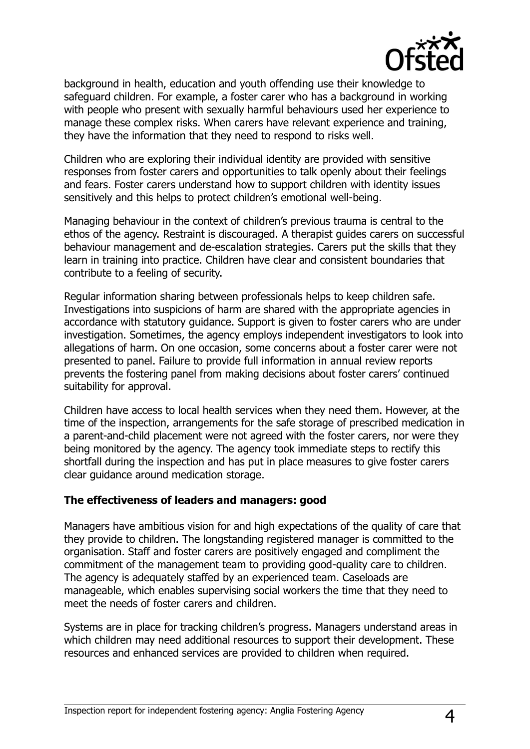background in health, education and youth offending use their knowledge to safeguard children. For example, a foster carer who has a background in working with people who present with sexually harmful behaviours used her experience to manage these complex risks. When carers have relevant experience and training, they have the information that they need to respond to risks well.

Children who are exploring their individual identity are provided with sensitive responses from foster carers and opportunities to talk openly about their feelings and fears. Foster carers understand how to support children with identity issues sensitively and this helps to protect children's emotional well-being.

Managing behaviour in the context of children's previous trauma is central to the ethos of the agency. Restraint is discouraged. A therapist guides carers on successful behaviour management and de-escalation strategies. Carers put the skills that they learn in training into practice. Children have clear and consistent boundaries that contribute to a feeling of security.

Regular information sharing between professionals helps to keep children safe. Investigations into suspicions of harm are shared with the appropriate agencies in accordance with statutory guidance. Support is given to foster carers who are under investigation. Sometimes, the agency employs independent investigators to look into allegations of harm. On one occasion, some concerns about a foster carer were not presented to panel. Failure to provide full information in annual review reports prevents the fostering panel from making decisions about foster carers' continued suitability for approval.

Children have access to local health services when they need them. However, at the time of the inspection, arrangements for the safe storage of prescribed medication in a parent-and-child placement were not agreed with the foster carers, nor were they being monitored by the agency. The agency took immediate steps to rectify this shortfall during the inspection and has put in place measures to give foster carers clear guidance around medication storage.

**The effectiveness of leaders and managers: good**

Managers have ambitious vision for and high expectations of the quality of care that they provide to children. The longstanding registered manager is committed to the organisation. Staff and foster carers are positively engaged and compliment the commitment of the management team to providing good-quality care to children. The agency is adequately staffed by an experienced team. Caseloads are manageable, which enables supervising social workers the time that they need to meet the needs of foster carers and children.

Systems are in place for tracking children's progress. Managers understand areas in which children may need additional resources to support their development. These resources and enhanced services are provided to children when required.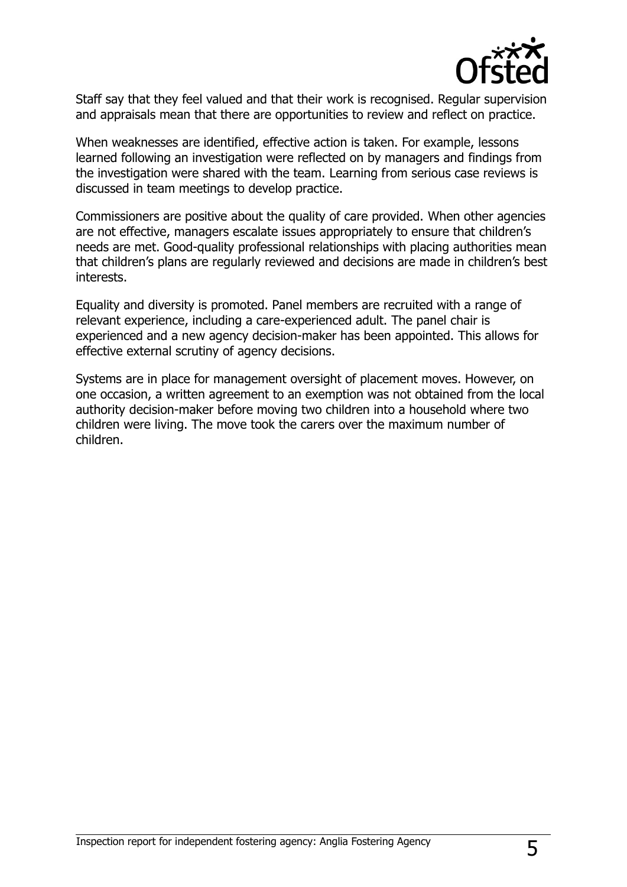Staff say that they feel valued and that their work is recognised. Regular supervision and appraisals mean that there are opportunities to review and reflect on practice.

When weaknesses are identified, effective action is taken. For example, lessons learned following an investigation were reflected on by managers and findings from the investigation were shared with the team. Learning from serious case reviews is discussed in team meetings to develop practice.

Commissioners are positive about the quality of care provided. When other agencies are not effective, managers escalate issues appropriately to ensure that children's needs are met. Good-quality professional relationships with placing authorities mean that children's plans are regularly reviewed and decisions are made in children's best interests.

Equality and diversity is promoted. Panel members are recruited with a range of relevant experience, including a care-experienced adult. The panel chair is experienced and a new agency decision-maker has been appointed. This allows for effective external scrutiny of agency decisions.

Systems are in place for management oversight of placement moves. However, on one occasion, a written agreement to an exemption was not obtained from the local authority decision-maker before moving two children into a household where two children were living. The move took the carers over the maximum number of children.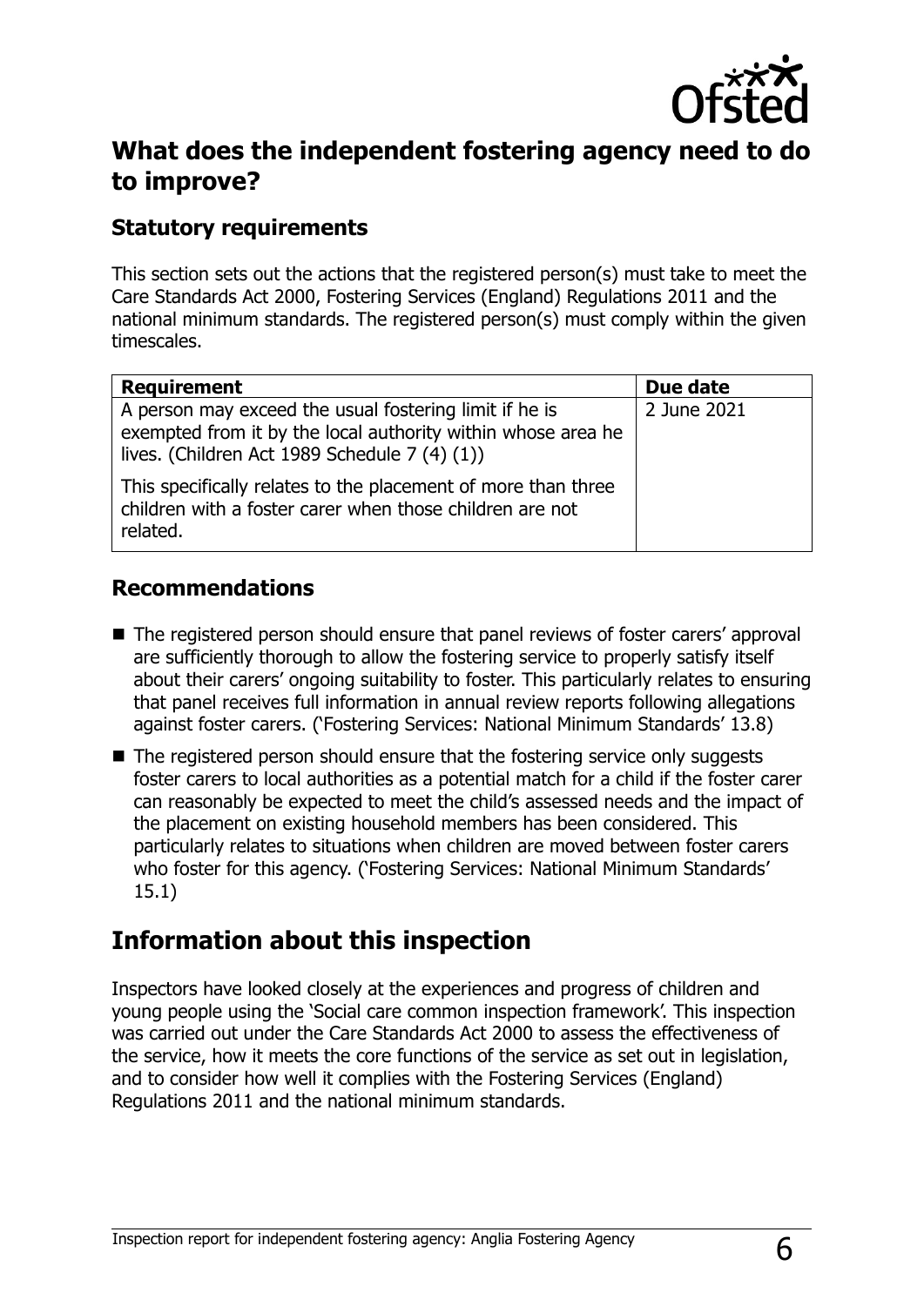## What does the independent fostering agency need to do to improve?

### Statutory requirements

This section sets out the actions that the registered person(s) must take to meet the Care Standards Act 2000, Fostering Services (England) Regulations 2011 and the national minimum standards. The registered person(s) must comply within the given timescales.

| Requirement | Due date |
| --- | --- |
| A person may exceed the usual fostering limit if he is exempted from it by the local authority within whose area he lives. (Children Act 1989 Schedule 7 (4) (1))<br><br>This specifically relates to the placement of more than three children with a foster carer when those children are not related. | 2 June 2021 |

### Recommendations

- The registered person should ensure that panel reviews of foster carers' approval are sufficiently thorough to allow the fostering service to properly satisfy itself about their carers' ongoing suitability to foster. This particularly relates to ensuring that panel receives full information in annual review reports following allegations against foster carers. ('Fostering Services: National Minimum Standards' 13.8)
- The registered person should ensure that the fostering service only suggests foster carers to local authorities as a potential match for a child if the foster carer can reasonably be expected to meet the child's assessed needs and the impact of the placement on existing household members has been considered. This particularly relates to situations when children are moved between foster carers who foster for this agency. ('Fostering Services: National Minimum Standards' 15.1)

## Information about this inspection

Inspectors have looked closely at the experiences and progress of children and young people using the 'Social care common inspection framework'. This inspection was carried out under the Care Standards Act 2000 to assess the effectiveness of the service, how it meets the core functions of the service as set out in legislation, and to consider how well it complies with the Fostering Services (England) Regulations 2011 and the national minimum standards.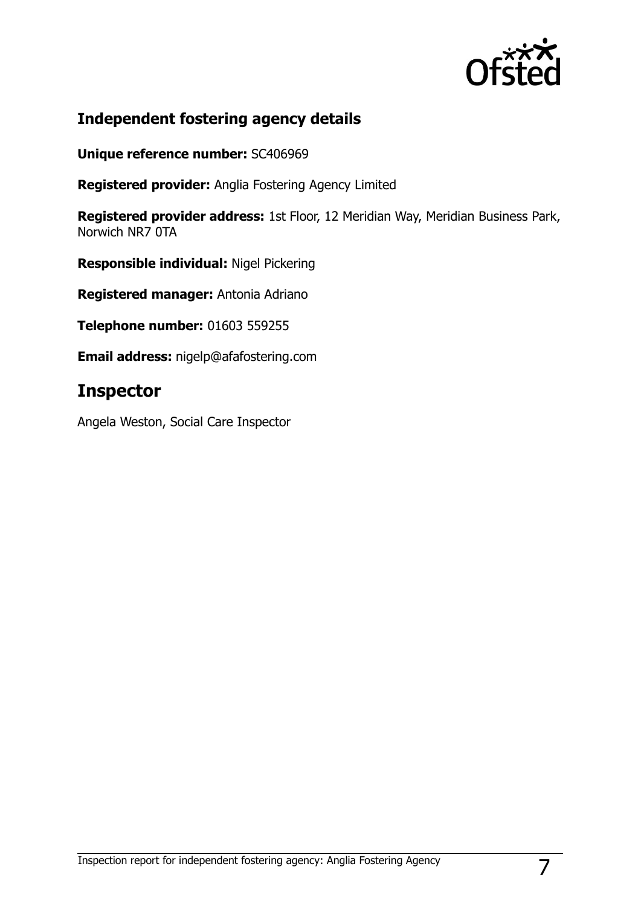## Independent fostering agency details

**Unique reference number:** SC406969

**Registered provider:** Anglia Fostering Agency Limited

**Registered provider address:** 1st Floor, 12 Meridian Way, Meridian Business Park, Norwich NR7 0TA

**Responsible individual:** Nigel Pickering

**Registered manager:** Antonia Adriano

**Telephone number:** 01603 559255

**Email address:** nigelp@afafostering.com

# Inspector

Angela Weston, Social Care Inspector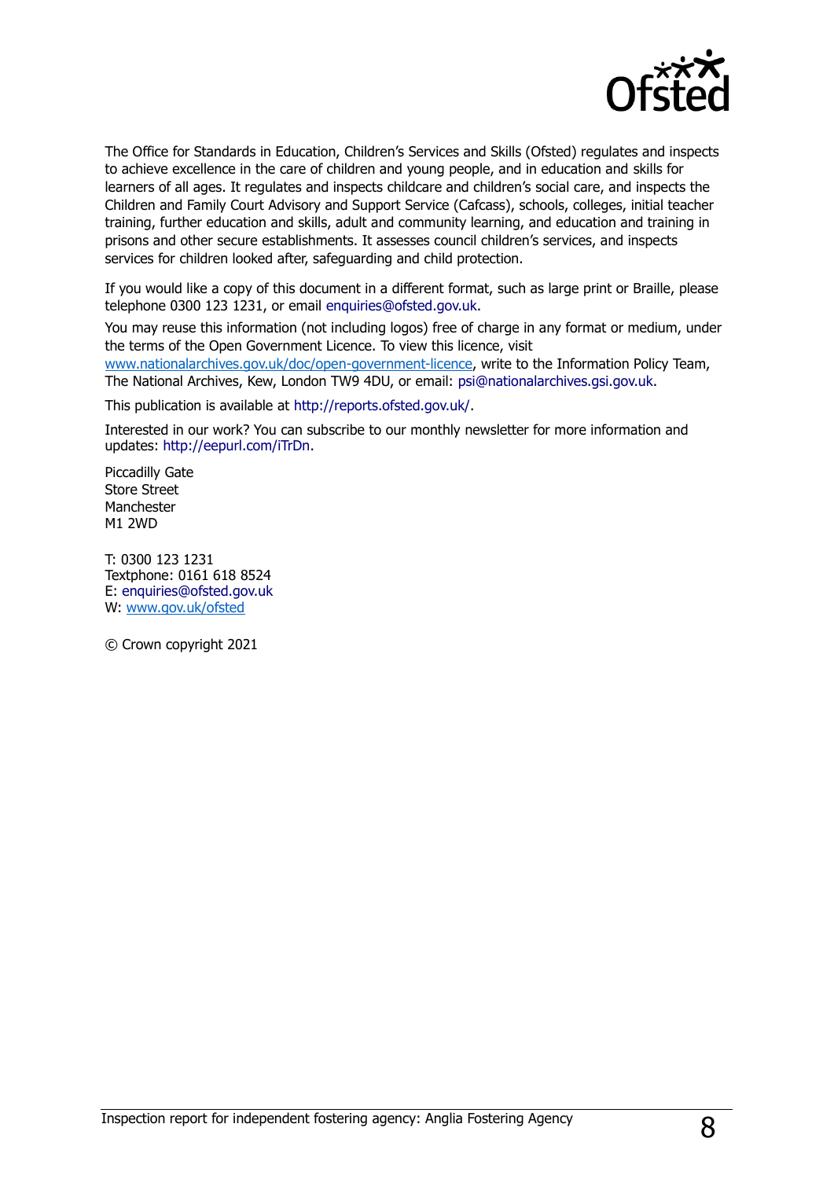The Office for Standards in Education, Children's Services and Skills (Ofsted) regulates and inspects to achieve excellence in the care of children and young people, and in education and skills for learners of all ages. It regulates and inspects childcare and children's social care, and inspects the Children and Family Court Advisory and Support Service (Cafcass), schools, colleges, initial teacher training, further education and skills, adult and community learning, and education and training in prisons and other secure establishments. It assesses council children's services, and inspects services for children looked after, safeguarding and child protection.

If you would like a copy of this document in a different format, such as large print or Braille, please telephone 0300 123 1231, or email enquiries@ofsted.gov.uk.

You may reuse this information (not including logos) free of charge in any format or medium, under the terms of the Open Government Licence. To view this licence, visit www.nationalarchives.gov.uk/doc/open-government-licence, write to the Information Policy Team, The National Archives, Kew, London TW9 4DU, or email: psi@nationalarchives.gsi.gov.uk.

This publication is available at http://reports.ofsted.gov.uk/.

Interested in our work? You can subscribe to our monthly newsletter for more information and updates: http://eepurl.com/iTrDn.

Piccadilly Gate
Store Street
Manchester
M1 2WD

T: 0300 123 1231
Textphone: 0161 618 8524
E: enquiries@ofsted.gov.uk
W: www.gov.uk/ofsted

© Crown copyright 2021